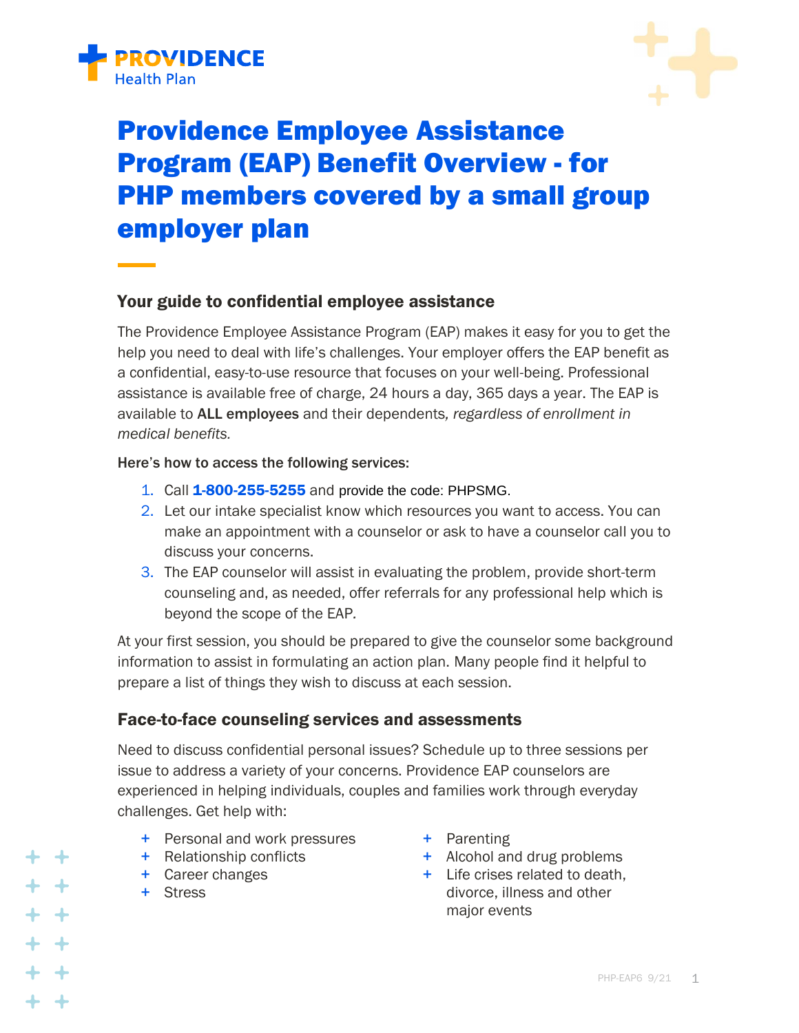PROVIDENCE Health Plan

# Providence Employee Assistance Program (EAP) Benefit Overview - for PHP members covered by a small group employer plan

## Your guide to confidential employee assistance

The Providence Employee Assistance Program (EAP) makes it easy for you to get the help you need to deal with life's challenges. Your employer offers the EAP benefit as a confidential, easy-to-use resource that focuses on your well-being. Professional assistance is available free of charge, 24 hours a day, 365 days a year. The EAP is available to **ALL employees** and their dependents*, regardless of enrollment in medical benefits.*

**Here's how to access the following services:**

1. Call **1-800-255-5255** and provide the code: PHPSMG.
2. Let our intake specialist know which resources you want to access. You can make an appointment with a counselor or ask to have a counselor call you to discuss your concerns.
3. The EAP counselor will assist in evaluating the problem, provide short-term counseling and, as needed, offer referrals for any professional help which is beyond the scope of the EAP.

At your first session, you should be prepared to give the counselor some background information to assist in formulating an action plan. Many people find it helpful to prepare a list of things they wish to discuss at each session.

## Face-to-face counseling services and assessments

Need to discuss confidential personal issues? Schedule up to three sessions per issue to address a variety of your concerns. Providence EAP counselors are experienced in helping individuals, couples and families work through everyday challenges. Get help with:

- Personal and work pressures
- Relationship conflicts
- Career changes
- Stress
- Parenting
- Alcohol and drug problems
- Life crises related to death, divorce, illness and other major events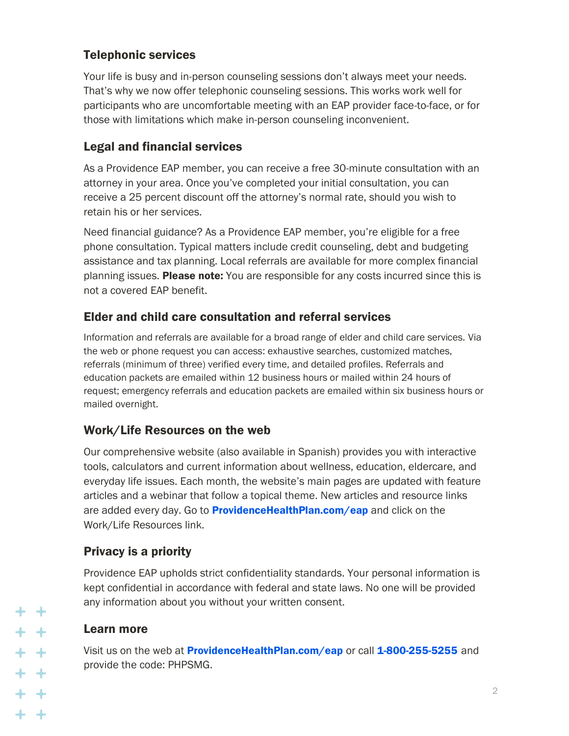## Telephonic services

Your life is busy and in-person counseling sessions don't always meet your needs. That's why we now offer telephonic counseling sessions. This works work well for participants who are uncomfortable meeting with an EAP provider face-to-face, or for those with limitations which make in-person counseling inconvenient.

## Legal and financial services

As a Providence EAP member, you can receive a free 30-minute consultation with an attorney in your area. Once you've completed your initial consultation, you can receive a 25 percent discount off the attorney's normal rate, should you wish to retain his or her services.

Need financial guidance? As a Providence EAP member, you're eligible for a free phone consultation. Typical matters include credit counseling, debt and budgeting assistance and tax planning. Local referrals are available for more complex financial planning issues. **Please note:** You are responsible for any costs incurred since this is not a covered EAP benefit.

## Elder and child care consultation and referral services

Information and referrals are available for a broad range of elder and child care services. Via the web or phone request you can access: exhaustive searches, customized matches, referrals (minimum of three) verified every time, and detailed profiles. Referrals and education packets are emailed within 12 business hours or mailed within 24 hours of request; emergency referrals and education packets are emailed within six business hours or mailed overnight.

## Work/Life Resources on the web

Our comprehensive website (also available in Spanish) provides you with interactive tools, calculators and current information about wellness, education, eldercare, and everyday life issues. Each month, the website's main pages are updated with feature articles and a webinar that follow a topical theme. New articles and resource links are added every day. Go to **ProvidenceHealthPlan.com/eap** and click on the Work/Life Resources link.

## Privacy is a priority

Providence EAP upholds strict confidentiality standards. Your personal information is kept confidential in accordance with federal and state laws. No one will be provided any information about you without your written consent.

## Learn more

Visit us on the web at **ProvidenceHealthPlan.com/eap** or call **1-800-255-5255** and provide the code: PHPSMG.